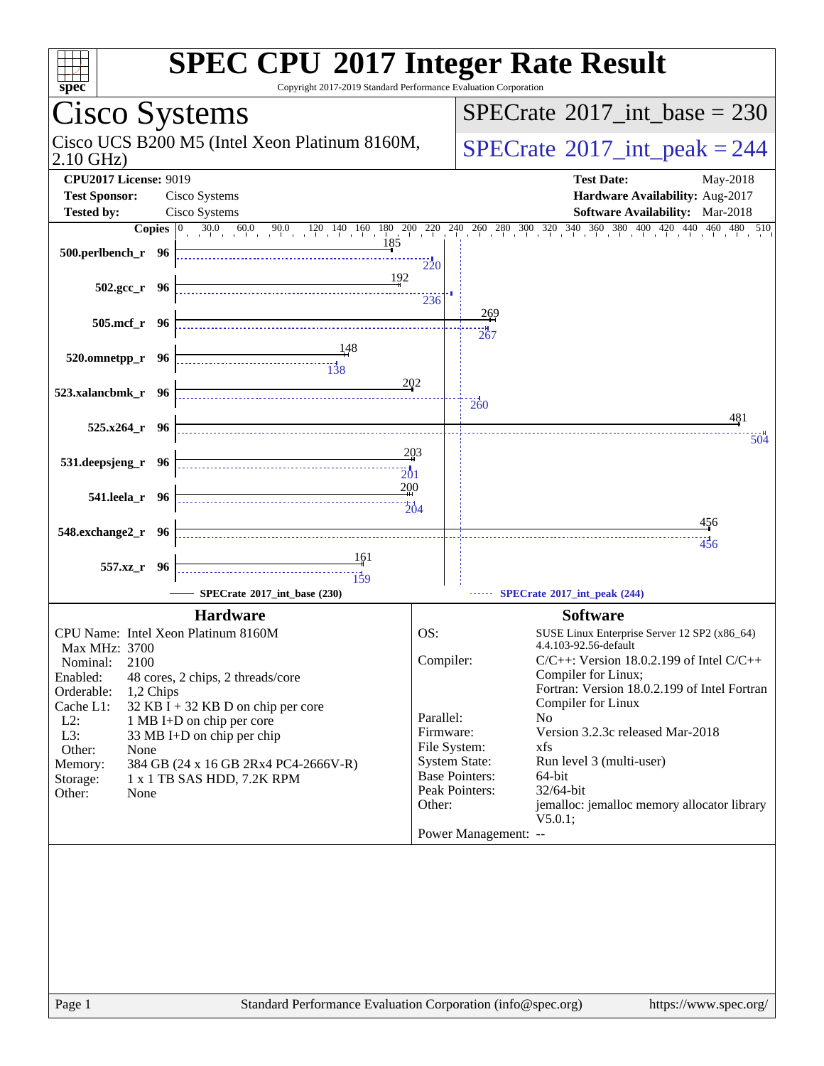# SPEC CPU 2017 Integer Rate Result

Copyright 2017-2019 Standard Performance Evaluation Corporation

## Cisco Systems

Cisco UCS B200 M5 (Intel Xeon Platinum 8160M, 2.10 GHz)

**SPECrate 2017_int_base = 230**

**SPECrate 2017_int_peak = 244**

| | | | |
|---|---|---|---|
| **CPU2017 License:** | 9019 | **Test Date:** | May-2018 |
| **Test Sponsor:** | Cisco Systems | **Hardware Availability:** | Aug-2017 |
| **Tested by:** | Cisco Systems | **Software Availability:** | Mar-2018 |

| Benchmark | Copies | Base | Peak |
|---|---|---|---|
| 500.perlbench_r | 96 | 185 | 220 |
| 502.gcc_r | 96 | 192 | 236 |
| 505.mcf_r | 96 | 269 | 267 |
| 520.omnetpp_r | 96 | 148 | 138 |
| 523.xalancbmk_r | 96 | 202 | 260 |
| 525.x264_r | 96 | 481 | 504 |
| 531.deepsjeng_r | 96 | 203 | 201 |
| 541.leela_r | 96 | 200 | 204 |
| 548.exchange2_r | 96 | 456 | 456 |
| 557.xz_r | 96 | 161 | 159 |

SPECrate 2017_int_base (230) — SPECrate 2017_int_peak (244)

### Hardware

- CPU Name: Intel Xeon Platinum 8160M
- Max MHz: 3700
- Nominal: 2100
- Enabled: 48 cores, 2 chips, 2 threads/core
- Orderable: 1,2 Chips
- Cache L1: 32 KB I + 32 KB D on chip per core
- L2: 1 MB I+D on chip per core
- L3: 33 MB I+D on chip per chip
- Other: None
- Memory: 384 GB (24 x 16 GB 2Rx4 PC4-2666V-R)
- Storage: 1 x 1 TB SAS HDD, 7.2K RPM
- Other: None

### Software

- OS: SUSE Linux Enterprise Server 12 SP2 (x86_64) 4.4.103-92.56-default
- Compiler: C/C++: Version 18.0.2.199 of Intel C/C++ Compiler for Linux; Fortran: Version 18.0.2.199 of Intel Fortran Compiler for Linux
- Parallel: No
- Firmware: Version 3.2.3c released Mar-2018
- File System: xfs
- System State: Run level 3 (multi-user)
- Base Pointers: 64-bit
- Peak Pointers: 32/64-bit
- Other: jemalloc: jemalloc memory allocator library V5.0.1;
- Power Management: --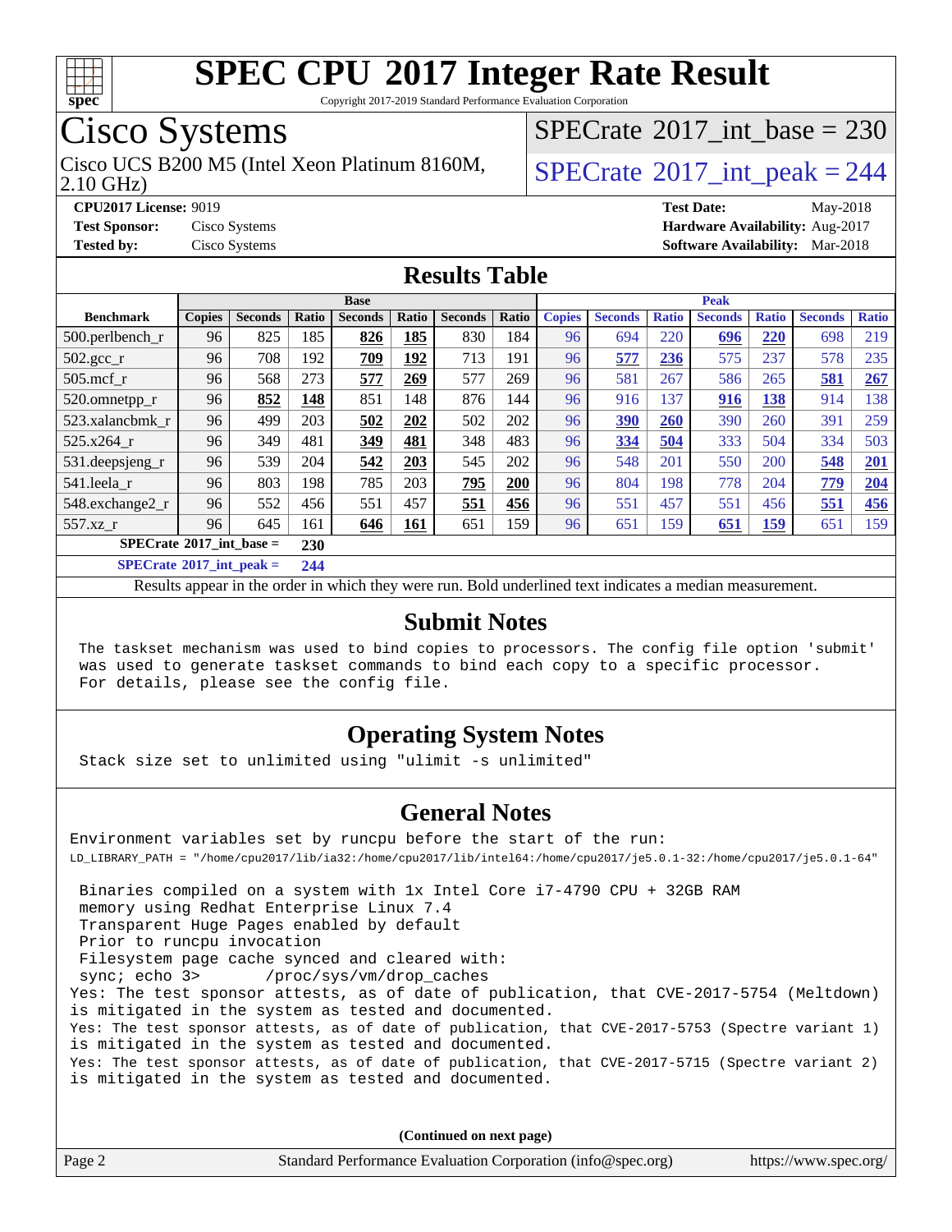# SPEC CPU 2017 Integer Rate Result

Copyright 2017-2019 Standard Performance Evaluation Corporation

## Cisco Systems

Cisco UCS B200 M5 (Intel Xeon Platinum 8160M, 2.10 GHz)

SPECrate 2017_int_base = 230

SPECrate 2017_int_peak = 244

**CPU2017 License:** 9019
**Test Sponsor:** Cisco Systems
**Tested by:** Cisco Systems

**Test Date:** May-2018
**Hardware Availability:** Aug-2017
**Software Availability:** Mar-2018

## Results Table

| | Base | | | | | | | Peak | | | | | | |
|---|---|---|---|---|---|---|---|---|---|---|---|---|---|---|
| **Benchmark** | **Copies** | **Seconds** | **Ratio** | **Seconds** | **Ratio** | **Seconds** | **Ratio** | **Copies** | **Seconds** | **Ratio** | **Seconds** | **Ratio** | **Seconds** | **Ratio** |
| 500.perlbench_r | 96 | 825 | 185 | **826** | **185** | 830 | 184 | 96 | 694 | 220 | **696** | **220** | 698 | 219 |
| 502.gcc_r | 96 | 708 | 192 | **709** | **192** | 713 | 191 | 96 | **577** | **236** | 575 | 237 | 578 | 235 |
| 505.mcf_r | 96 | 568 | 273 | **577** | **269** | 577 | 269 | 96 | 581 | 267 | 586 | 265 | **581** | **267** |
| 520.omnetpp_r | 96 | **852** | **148** | 851 | 148 | 876 | 144 | 96 | 916 | 137 | **916** | **138** | 914 | 138 |
| 523.xalancbmk_r | 96 | 499 | 203 | **502** | **202** | 502 | 202 | 96 | **390** | **260** | 390 | 260 | 391 | 259 |
| 525.x264_r | 96 | 349 | 481 | **349** | **481** | 348 | 483 | 96 | **334** | **504** | 333 | 504 | 334 | 503 |
| 531.deepsjeng_r | 96 | 539 | 204 | **542** | **203** | 545 | 202 | 96 | 548 | 201 | 550 | 200 | **548** | **201** |
| 541.leela_r | 96 | 803 | 198 | 785 | 203 | **795** | **200** | 96 | 804 | 198 | 778 | 204 | **779** | **204** |
| 548.exchange2_r | 96 | 552 | 456 | 551 | 457 | **551** | **456** | 96 | 551 | 457 | 551 | 456 | **551** | **456** |
| 557.xz_r | 96 | 645 | 161 | **646** | **161** | 651 | 159 | 96 | 651 | 159 | **651** | **159** | 651 | 159 |

**SPECrate 2017_int_base = 230**

**SPECrate 2017_int_peak = 244**

Results appear in the order in which they were run. Bold underlined text indicates a median measurement.

## Submit Notes

```
The taskset mechanism was used to bind copies to processors. The config file option 'submit'
was used to generate taskset commands to bind each copy to a specific processor.
For details, please see the config file.
```

## Operating System Notes

```
Stack size set to unlimited using "ulimit -s unlimited"
```

## General Notes

```
Environment variables set by runcpu before the start of the run:
LD_LIBRARY_PATH = "/home/cpu2017/lib/ia32:/home/cpu2017/lib/intel64:/home/cpu2017/je5.0.1-32:/home/cpu2017/je5.0.1-64"

 Binaries compiled on a system with 1x Intel Core i7-4790 CPU + 32GB RAM
 memory using Redhat Enterprise Linux 7.4
 Transparent Huge Pages enabled by default
 Prior to runcpu invocation
 Filesystem page cache synced and cleared with:
 sync; echo 3>       /proc/sys/vm/drop_caches
Yes: The test sponsor attests, as of date of publication, that CVE-2017-5754 (Meltdown)
is mitigated in the system as tested and documented.
Yes: The test sponsor attests, as of date of publication, that CVE-2017-5753 (Spectre variant 1)
is mitigated in the system as tested and documented.
Yes: The test sponsor attests, as of date of publication, that CVE-2017-5715 (Spectre variant 2)
is mitigated in the system as tested and documented.
```

**(Continued on next page)**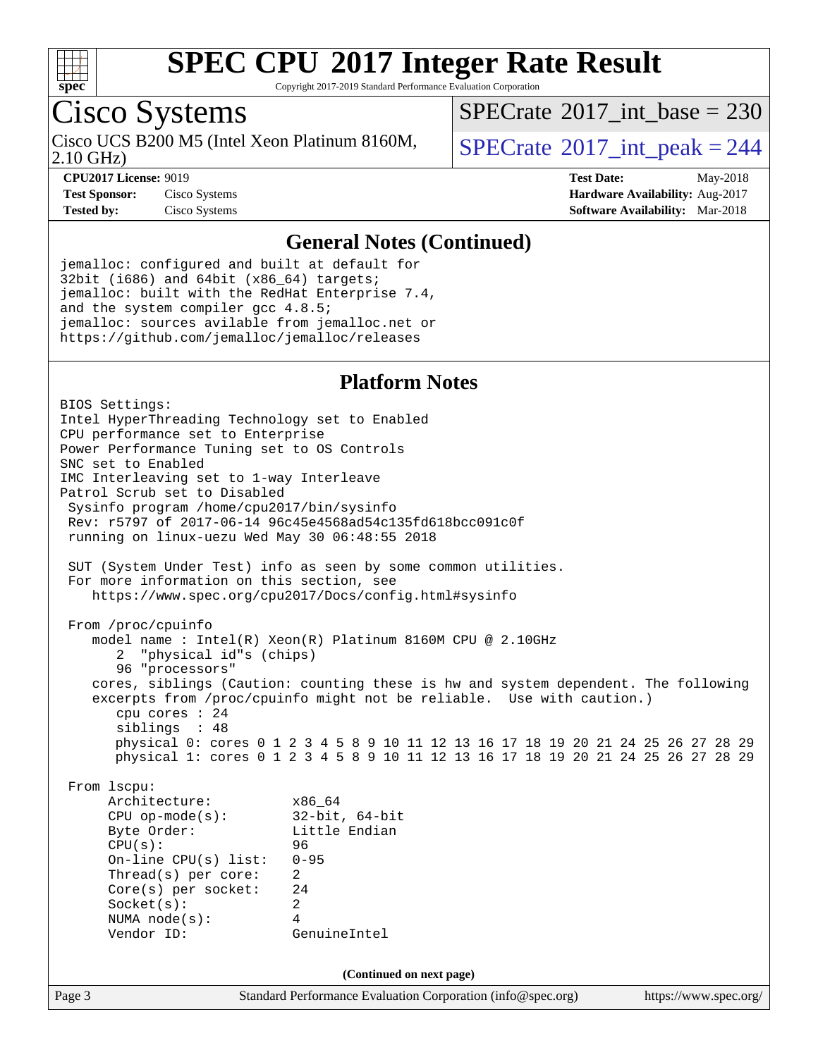## General Notes (Continued)

```
jemalloc: configured and built at default for
32bit (i686) and 64bit (x86_64) targets;
jemalloc: built with the RedHat Enterprise 7.4,
and the system compiler gcc 4.8.5;
jemalloc: sources avilable from jemalloc.net or
https://github.com/jemalloc/jemalloc/releases
```

## Platform Notes

```
BIOS Settings:
Intel HyperThreading Technology set to Enabled
CPU performance set to Enterprise
Power Performance Tuning set to OS Controls
SNC set to Enabled
IMC Interleaving set to 1-way Interleave
Patrol Scrub set to Disabled
 Sysinfo program /home/cpu2017/bin/sysinfo
 Rev: r5797 of 2017-06-14 96c45e4568ad54c135fd618bcc091c0f
 running on linux-uezu Wed May 30 06:48:55 2018

 SUT (System Under Test) info as seen by some common utilities.
 For more information on this section, see
    https://www.spec.org/cpu2017/Docs/config.html#sysinfo

 From /proc/cpuinfo
    model name : Intel(R) Xeon(R) Platinum 8160M CPU @ 2.10GHz
       2  "physical id"s (chips)
       96 "processors"
    cores, siblings (Caution: counting these is hw and system dependent. The following
    excerpts from /proc/cpuinfo might not be reliable.  Use with caution.)
       cpu cores : 24
       siblings  : 48
       physical 0: cores 0 1 2 3 4 5 8 9 10 11 12 13 16 17 18 19 20 21 24 25 26 27 28 29
       physical 1: cores 0 1 2 3 4 5 8 9 10 11 12 13 16 17 18 19 20 21 24 25 26 27 28 29

 From lscpu:
      Architecture:          x86_64
      CPU op-mode(s):        32-bit, 64-bit
      Byte Order:            Little Endian
      CPU(s):                96
      On-line CPU(s) list:   0-95
      Thread(s) per core:    2
      Core(s) per socket:    24
      Socket(s):             2
      NUMA node(s):          4
      Vendor ID:             GenuineIntel
```

(Continued on next page)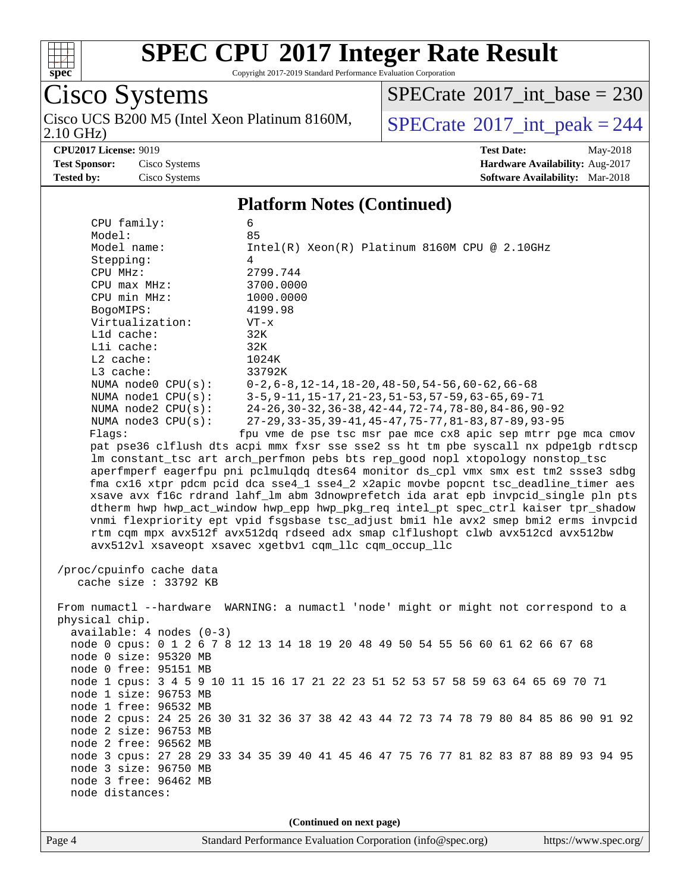## Platform Notes (Continued)

```
CPU family:            6
Model:                 85
Model name:            Intel(R) Xeon(R) Platinum 8160M CPU @ 2.10GHz
Stepping:              4
CPU MHz:               2799.744
CPU max MHz:           3700.0000
CPU min MHz:           1000.0000
BogoMIPS:              4199.98
Virtualization:        VT-x
L1d cache:             32K
L1i cache:             32K
L2 cache:              1024K
L3 cache:              33792K
NUMA node0 CPU(s):     0-2,6-8,12-14,18-20,48-50,54-56,60-62,66-68
NUMA node1 CPU(s):     3-5,9-11,15-17,21-23,51-53,57-59,63-65,69-71
NUMA node2 CPU(s):     24-26,30-32,36-38,42-44,72-74,78-80,84-86,90-92
NUMA node3 CPU(s):     27-29,33-35,39-41,45-47,75-77,81-83,87-89,93-95
Flags:                 fpu vme de pse tsc msr pae mce cx8 apic sep mtrr pge mca cmov
pat pse36 clflush dts acpi mmx fxsr sse sse2 ss ht tm pbe syscall nx pdpe1gb rdtscp
lm constant_tsc art arch_perfmon pebs bts rep_good nopl xtopology nonstop_tsc
aperfmperf eagerfpu pni pclmulqdq dtes64 monitor ds_cpl vmx smx est tm2 ssse3 sdbg
fma cx16 xtpr pdcm pcid dca sse4_1 sse4_2 x2apic movbe popcnt tsc_deadline_timer aes
xsave avx f16c rdrand lahf_lm abm 3dnowprefetch ida arat epb invpcid_single pln pts
dtherm hwp hwp_act_window hwp_epp hwp_pkg_req intel_pt spec_ctrl kaiser tpr_shadow
vnmi flexpriority ept vpid fsgsbase tsc_adjust bmi1 hle avx2 smep bmi2 erms invpcid
rtm cqm mpx avx512f avx512dq rdseed adx smap clflushopt clwb avx512cd avx512bw
avx512vl xsaveopt xsavec xgetbv1 cqm_llc cqm_occup_llc

/proc/cpuinfo cache data
   cache size : 33792 KB

From numactl --hardware  WARNING: a numactl 'node' might or might not correspond to a
physical chip.
  available: 4 nodes (0-3)
  node 0 cpus: 0 1 2 6 7 8 12 13 14 18 19 20 48 49 50 54 55 56 60 61 62 66 67 68
  node 0 size: 95320 MB
  node 0 free: 95151 MB
  node 1 cpus: 3 4 5 9 10 11 15 16 17 21 22 23 51 52 53 57 58 59 63 64 65 69 70 71
  node 1 size: 96753 MB
  node 1 free: 96532 MB
  node 2 cpus: 24 25 26 30 31 32 36 37 38 42 43 44 72 73 74 78 79 80 84 85 86 90 91 92
  node 2 size: 96753 MB
  node 2 free: 96562 MB
  node 3 cpus: 27 28 29 33 34 35 39 40 41 45 46 47 75 76 77 81 82 83 87 88 89 93 94 95
  node 3 size: 96750 MB
  node 3 free: 96462 MB
  node distances:
```

(Continued on next page)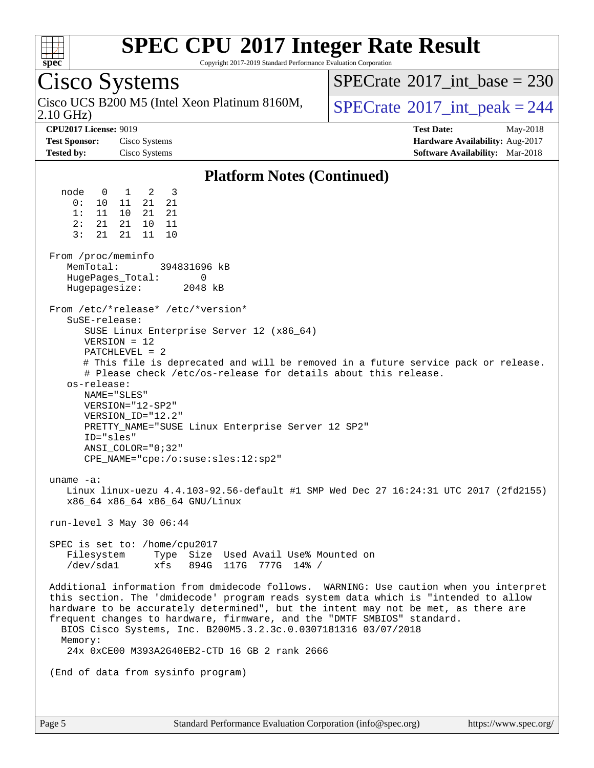# SPEC CPU 2017 Integer Rate Result

Copyright 2017-2019 Standard Performance Evaluation Corporation

## Cisco Systems

Cisco UCS B200 M5 (Intel Xeon Platinum 8160M, 2.10 GHz)

SPECrate 2017_int_base = 230

SPECrate 2017_int_peak = 244

**CPU2017 License:** 9019
**Test Sponsor:** Cisco Systems
**Tested by:** Cisco Systems

**Test Date:** May-2018
**Hardware Availability:** Aug-2017
**Software Availability:** Mar-2018

### Platform Notes (Continued)

```
  node   0   1   2   3
    0:  10  11  21  21
    1:  11  10  21  21
    2:  21  21  10  11
    3:  21  21  11  10

 From /proc/meminfo
    MemTotal:       394831696 kB
    HugePages_Total:       0
    Hugepagesize:       2048 kB

 From /etc/*release* /etc/*version*
    SuSE-release:
       SUSE Linux Enterprise Server 12 (x86_64)
       VERSION = 12
       PATCHLEVEL = 2
       # This file is deprecated and will be removed in a future service pack or release.
       # Please check /etc/os-release for details about this release.
    os-release:
       NAME="SLES"
       VERSION="12-SP2"
       VERSION_ID="12.2"
       PRETTY_NAME="SUSE Linux Enterprise Server 12 SP2"
       ID="sles"
       ANSI_COLOR="0;32"
       CPE_NAME="cpe:/o:suse:sles:12:sp2"

 uname -a:
    Linux linux-uezu 4.4.103-92.56-default #1 SMP Wed Dec 27 16:24:31 UTC 2017 (2fd2155)
    x86_64 x86_64 x86_64 GNU/Linux

 run-level 3 May 30 06:44

 SPEC is set to: /home/cpu2017
    Filesystem     Type  Size  Used Avail Use% Mounted on
    /dev/sda1      xfs   894G  117G  777G  14% /

 Additional information from dmidecode follows.  WARNING: Use caution when you interpret
 this section. The 'dmidecode' program reads system data which is "intended to allow
 hardware to be accurately determined", but the intent may not be met, as there are
 frequent changes to hardware, firmware, and the "DMTF SMBIOS" standard.
   BIOS Cisco Systems, Inc. B200M5.3.2.3c.0.0307181316 03/07/2018
   Memory:
    24x 0xCE00 M393A2G40EB2-CTD 16 GB 2 rank 2666

 (End of data from sysinfo program)
```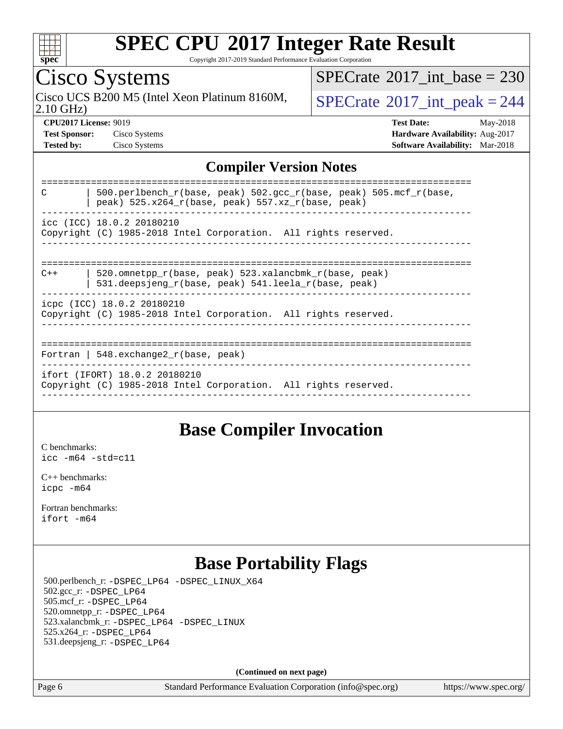## Compiler Version Notes

```
==============================================================================
C       | 500.perlbench_r(base, peak) 502.gcc_r(base, peak) 505.mcf_r(base,
        | peak) 525.x264_r(base, peak) 557.xz_r(base, peak)
------------------------------------------------------------------------------
icc (ICC) 18.0.2 20180210
Copyright (C) 1985-2018 Intel Corporation.  All rights reserved.
------------------------------------------------------------------------------

==============================================================================
C++     | 520.omnetpp_r(base, peak) 523.xalancbmk_r(base, peak)
        | 531.deepsjeng_r(base, peak) 541.leela_r(base, peak)
------------------------------------------------------------------------------
icpc (ICC) 18.0.2 20180210
Copyright (C) 1985-2018 Intel Corporation.  All rights reserved.
------------------------------------------------------------------------------

==============================================================================
Fortran | 548.exchange2_r(base, peak)
------------------------------------------------------------------------------
ifort (IFORT) 18.0.2 20180210
Copyright (C) 1985-2018 Intel Corporation.  All rights reserved.
------------------------------------------------------------------------------
```

## Base Compiler Invocation

C benchmarks:
`icc -m64 -std=c11`

C++ benchmarks:
`icpc -m64`

Fortran benchmarks:
`ifort -m64`

## Base Portability Flags

500.perlbench_r: `-DSPEC_LP64 -DSPEC_LINUX_X64`
502.gcc_r: `-DSPEC_LP64`
505.mcf_r: `-DSPEC_LP64`
520.omnetpp_r: `-DSPEC_LP64`
523.xalancbmk_r: `-DSPEC_LP64 -DSPEC_LINUX`
525.x264_r: `-DSPEC_LP64`
531.deepsjeng_r: `-DSPEC_LP64`

**(Continued on next page)**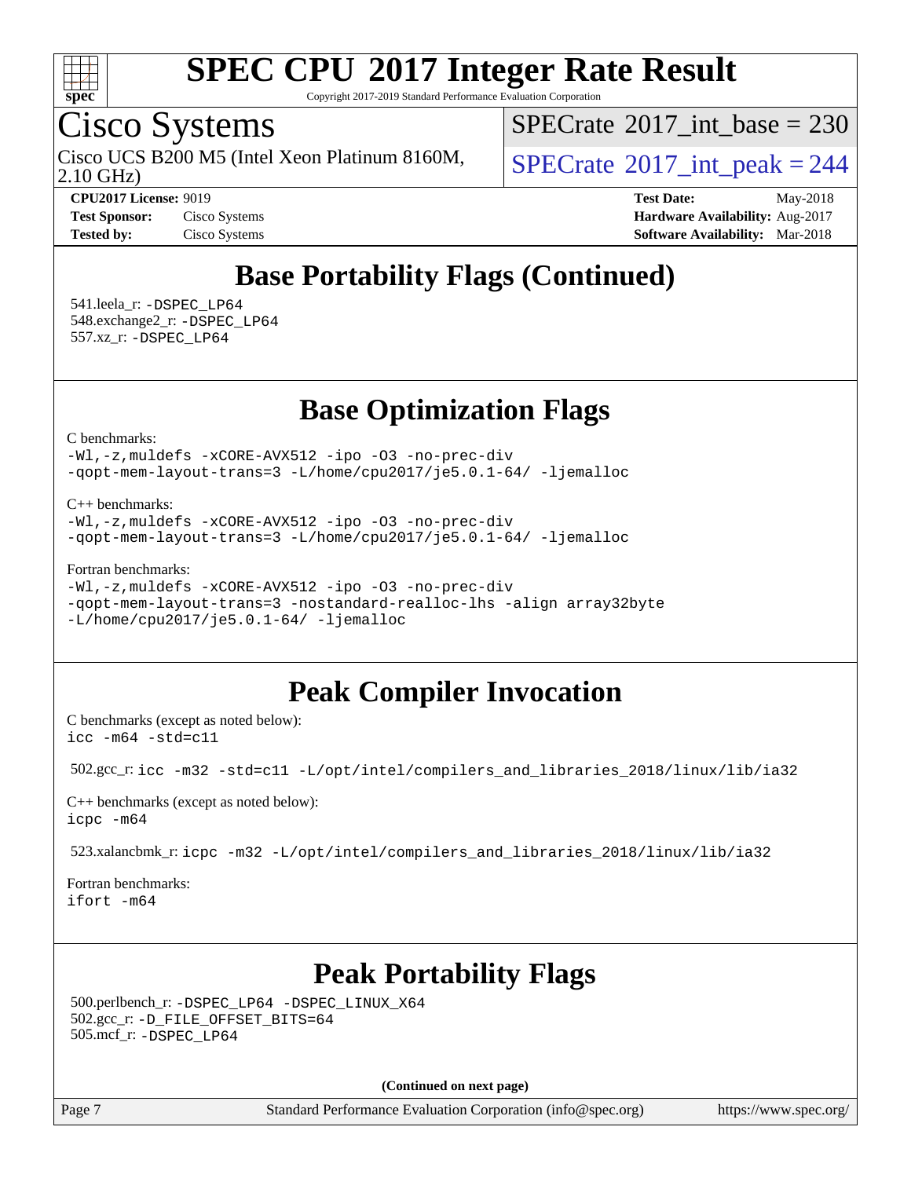## Base Portability Flags (Continued)

541.leela_r: -DSPEC_LP64
548.exchange2_r: -DSPEC_LP64
557.xz_r: -DSPEC_LP64

## Base Optimization Flags

C benchmarks:
```
-Wl,-z,muldefs -xCORE-AVX512 -ipo -O3 -no-prec-div
-qopt-mem-layout-trans=3 -L/home/cpu2017/je5.0.1-64/ -ljemalloc
```

C++ benchmarks:
```
-Wl,-z,muldefs -xCORE-AVX512 -ipo -O3 -no-prec-div
-qopt-mem-layout-trans=3 -L/home/cpu2017/je5.0.1-64/ -ljemalloc
```

Fortran benchmarks:
```
-Wl,-z,muldefs -xCORE-AVX512 -ipo -O3 -no-prec-div
-qopt-mem-layout-trans=3 -nostandard-realloc-lhs -align array32byte
-L/home/cpu2017/je5.0.1-64/ -ljemalloc
```

## Peak Compiler Invocation

C benchmarks (except as noted below):
```
icc -m64 -std=c11
```

502.gcc_r: icc -m32 -std=c11 -L/opt/intel/compilers_and_libraries_2018/linux/lib/ia32

C++ benchmarks (except as noted below):
```
icpc -m64
```

523.xalancbmk_r: icpc -m32 -L/opt/intel/compilers_and_libraries_2018/linux/lib/ia32

Fortran benchmarks:
```
ifort -m64
```

## Peak Portability Flags

500.perlbench_r: -DSPEC_LP64 -DSPEC_LINUX_X64
502.gcc_r: -D_FILE_OFFSET_BITS=64
505.mcf_r: -DSPEC_LP64

**(Continued on next page)**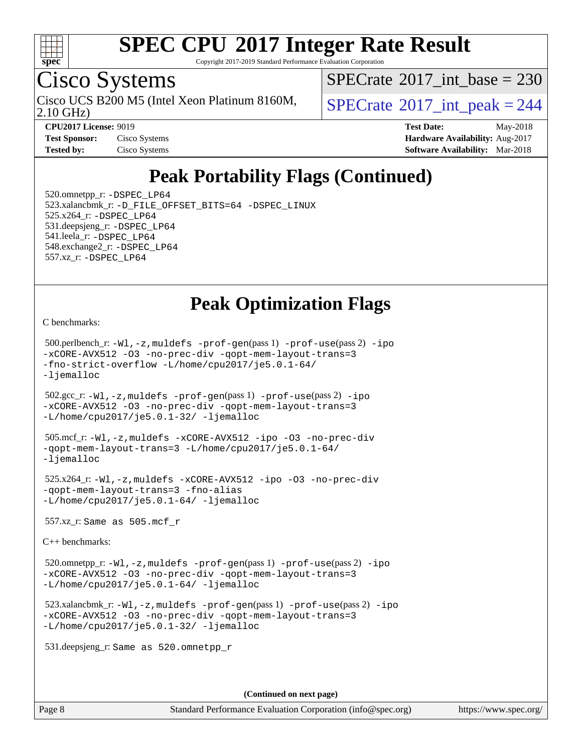# SPEC CPU 2017 Integer Rate Result

Copyright 2017-2019 Standard Performance Evaluation Corporation

## Cisco Systems

Cisco UCS B200 M5 (Intel Xeon Platinum 8160M, 2.10 GHz)

SPECrate 2017_int_base = 230

SPECrate 2017_int_peak = 244

**CPU2017 License:** 9019
**Test Sponsor:** Cisco Systems
**Tested by:** Cisco Systems

**Test Date:** May-2018
**Hardware Availability:** Aug-2017
**Software Availability:** Mar-2018

# Peak Portability Flags (Continued)

520.omnetpp_r: -DSPEC_LP64
523.xalancbmk_r: -D_FILE_OFFSET_BITS=64 -DSPEC_LINUX
525.x264_r: -DSPEC_LP64
531.deepsjeng_r: -DSPEC_LP64
541.leela_r: -DSPEC_LP64
548.exchange2_r: -DSPEC_LP64
557.xz_r: -DSPEC_LP64

# Peak Optimization Flags

C benchmarks:

500.perlbench_r: -Wl,-z,muldefs -prof-gen(pass 1) -prof-use(pass 2) -ipo -xCORE-AVX512 -O3 -no-prec-div -qopt-mem-layout-trans=3 -fno-strict-overflow -L/home/cpu2017/je5.0.1-64/ -ljemalloc

502.gcc_r: -Wl,-z,muldefs -prof-gen(pass 1) -prof-use(pass 2) -ipo -xCORE-AVX512 -O3 -no-prec-div -qopt-mem-layout-trans=3 -L/home/cpu2017/je5.0.1-32/ -ljemalloc

505.mcf_r: -Wl,-z,muldefs -xCORE-AVX512 -ipo -O3 -no-prec-div -qopt-mem-layout-trans=3 -L/home/cpu2017/je5.0.1-64/ -ljemalloc

525.x264_r: -Wl,-z,muldefs -xCORE-AVX512 -ipo -O3 -no-prec-div -qopt-mem-layout-trans=3 -fno-alias -L/home/cpu2017/je5.0.1-64/ -ljemalloc

557.xz_r: Same as 505.mcf_r

C++ benchmarks:

520.omnetpp_r: -Wl,-z,muldefs -prof-gen(pass 1) -prof-use(pass 2) -ipo -xCORE-AVX512 -O3 -no-prec-div -qopt-mem-layout-trans=3 -L/home/cpu2017/je5.0.1-64/ -ljemalloc

523.xalancbmk_r: -Wl,-z,muldefs -prof-gen(pass 1) -prof-use(pass 2) -ipo -xCORE-AVX512 -O3 -no-prec-div -qopt-mem-layout-trans=3 -L/home/cpu2017/je5.0.1-32/ -ljemalloc

531.deepsjeng_r: Same as 520.omnetpp_r

(Continued on next page)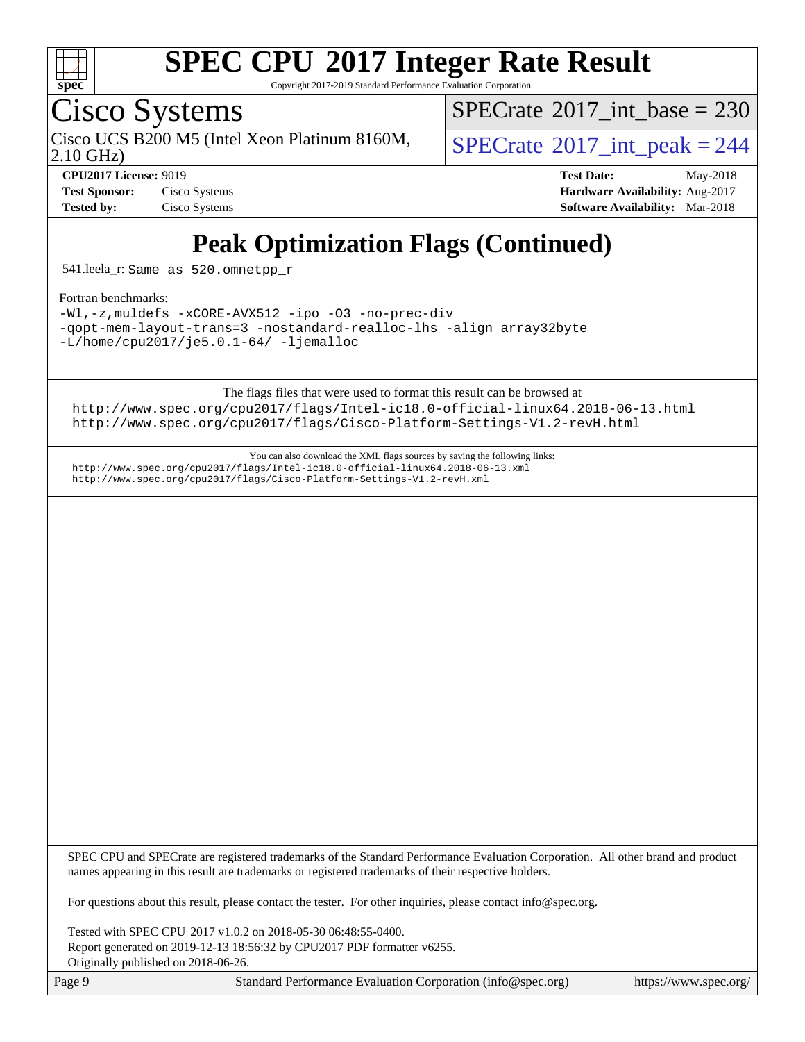# SPEC CPU 2017 Integer Rate Result

Copyright 2017-2019 Standard Performance Evaluation Corporation

## Cisco Systems

Cisco UCS B200 M5 (Intel Xeon Platinum 8160M, 2.10 GHz)

SPECrate 2017_int_base = 230

SPECrate 2017_int_peak = 244

**CPU2017 License:** 9019
**Test Sponsor:** Cisco Systems
**Tested by:** Cisco Systems

**Test Date:** May-2018
**Hardware Availability:** Aug-2017
**Software Availability:** Mar-2018

# Peak Optimization Flags (Continued)

541.leela_r: Same as 520.omnetpp_r

Fortran benchmarks:

```
-Wl,-z,muldefs -xCORE-AVX512 -ipo -O3 -no-prec-div
-qopt-mem-layout-trans=3 -nostandard-realloc-lhs -align array32byte
-L/home/cpu2017/je5.0.1-64/ -ljemalloc
```

The flags files that were used to format this result can be browsed at

http://www.spec.org/cpu2017/flags/Intel-ic18.0-official-linux64.2018-06-13.html
http://www.spec.org/cpu2017/flags/Cisco-Platform-Settings-V1.2-revH.html

You can also download the XML flags sources by saving the following links:

http://www.spec.org/cpu2017/flags/Intel-ic18.0-official-linux64.2018-06-13.xml
http://www.spec.org/cpu2017/flags/Cisco-Platform-Settings-V1.2-revH.xml

SPEC CPU and SPECrate are registered trademarks of the Standard Performance Evaluation Corporation. All other brand and product names appearing in this result are trademarks or registered trademarks of their respective holders.

For questions about this result, please contact the tester. For other inquiries, please contact info@spec.org.

Tested with SPEC CPU 2017 v1.0.2 on 2018-05-30 06:48:55-0400.
Report generated on 2019-12-13 18:56:32 by CPU2017 PDF formatter v6255.
Originally published on 2018-06-26.